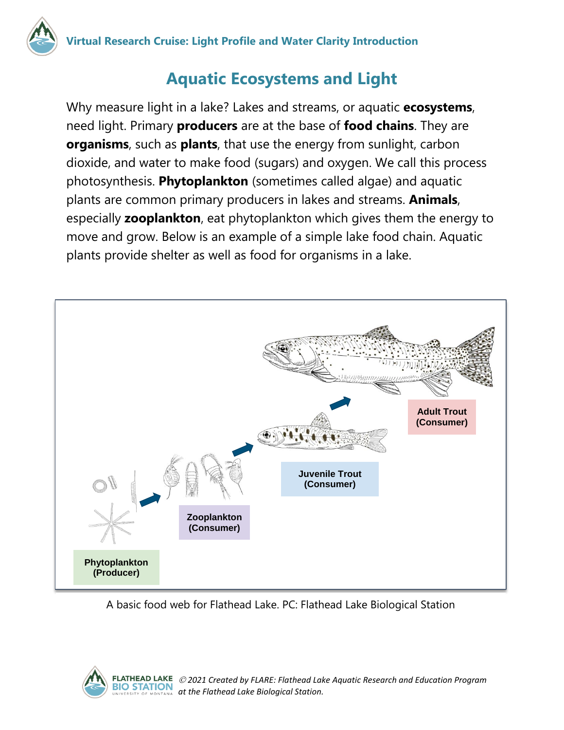# Aquatic Ecosystems and Light

Why measure light in a lake? Lakes and streams, or aquatic **ecosystems**, need light. Primary **producers** are at the base of **food chains**. They are **organisms**, such as **plants**, that use the energy from sunlight, carbon dioxide, and water to make food (sugars) and oxygen. We call this process photosynthesis. **Phytoplankton** (sometimes called algae) and aquatic plants are common primary producers in lakes and streams. **Animals**, especially **zooplankton**, eat phytoplankton which gives them the energy to move and grow. Below is an example of a simple lake food chain. Aquatic plants provide shelter as well as food for organisms in a lake.

A basic food web for Flathead Lake. PC: Flathead Lake Biological Station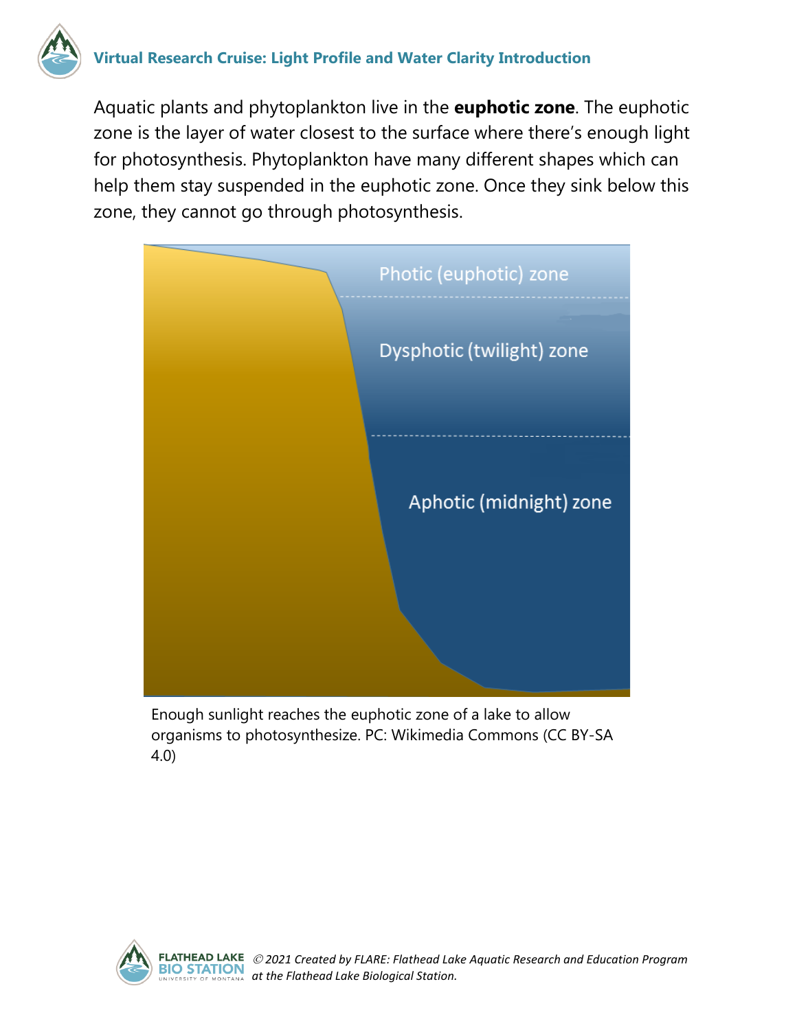Aquatic plants and phytoplankton live in the **euphotic zone**. The euphotic zone is the layer of water closest to the surface where there's enough light for photosynthesis. Phytoplankton have many different shapes which can help them stay suspended in the euphotic zone. Once they sink below this zone, they cannot go through photosynthesis.

Photic (euphotic) zone

Dysphotic (twilight) zone

Aphotic (midnight) zone

Enough sunlight reaches the euphotic zone of a lake to allow organisms to photosynthesize. PC: Wikimedia Commons (CC BY-SA 4.0)